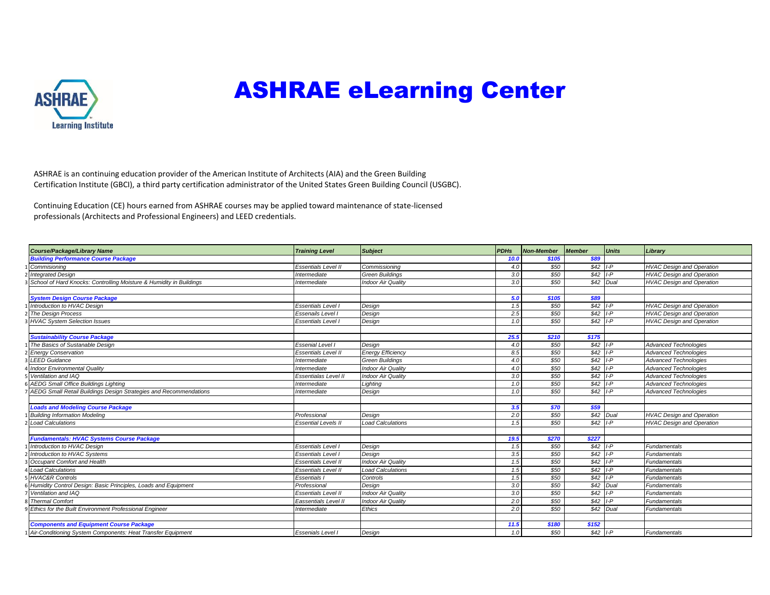# ASHRAE eLearning Center

ASHRAE is an continuing education provider of the American Institute of Architects (AIA) and the Green Building Certification Institute (GBCI), a third party certification administrator of the United States Green Building Council (USGBC).

Continuing Education (CE) hours earned from ASHRAE courses may be applied toward maintenance of state-licensed professionals (Architects and Professional Engineers) and LEED credentials.

| | Course/Package/Library Name | Training Level | Subject | PDHs | Non-Member | Member | Units | Library |
|---|---|---|---|---|---|---|---|---|
| | **Building Performance Course Package** | | | 10.0 | $105 | $89 | | |
| 1 | Commisioning | Essentials Level II | Commissioning | 4.0 | $50 | $42 | I-P | HVAC Design and Operation |
| 2 | Integrated Design | Intermediate | Green Buildings | 3.0 | $50 | $42 | I-P | HVAC Design and Operation |
| 3 | School of Hard Knocks: Controlling Moisture & Humidity in Buildings | Intermediate | Indoor Air Quality | 3.0 | $50 | $42 | Dual | HVAC Design and Operation |
| | | | | | | | | |
| | **System Design Course Package** | | | 5.0 | $105 | $89 | | |
| 1 | Introduction to HVAC Design | Essentials Level I | Design | 1.5 | $50 | $42 | I-P | HVAC Design and Operation |
| 2 | The Design Process | Essenails Level I | Design | 2.5 | $50 | $42 | I-P | HVAC Design and Operation |
| 3 | HVAC System Selection Issues | Essentials Level I | Design | 1.0 | $50 | $42 | I-P | HVAC Design and Operation |
| | | | | | | | | |
| | **Sustainability Course Package** | | | 25.5 | $210 | $175 | | |
| 1 | The Basics of Sustanable Design | Essenial Level I | Design | 4.0 | $50 | $42 | I-P | Advanced Technologies |
| 2 | Energy Conservation | Essentials Level II | Energy Efficiency | 8.5 | $50 | $42 | I-P | Advanced Technologies |
| 3 | LEED Guidance | Intermediate | Green Buildings | 4.0 | $50 | $42 | I-P | Advanced Technologies |
| 4 | Indoor Environmental Quality | Intermediate | Indoor Air Quality | 4.0 | $50 | $42 | I-P | Advanced Technologies |
| 5 | Ventilation and IAQ | Essentialas Level II | Indoor Air Quality | 3.0 | $50 | $42 | I-P | Advanced Technologies |
| 6 | AEDG Small Office Buildings Lighting | Intermediate | Lighting | 1.0 | $50 | $42 | I-P | Advanced Technologies |
| 7 | AEDG Small Retail Buildings Design Strategies and Recommendations | Intermediate | Design | 1.0 | $50 | $42 | I-P | Advanced Technologies |
| | | | | | | | | |
| | **Loads and Modeling Course Package** | | | 3.5 | $70 | $59 | | |
| 1 | Building Information Modeling | Professional | Design | 2.0 | $50 | $42 | Dual | HVAC Design and Operation |
| 2 | Load Calculations | Essential Levels II | Load Calculations | 1.5 | $50 | $42 | I-P | HVAC Design and Operation |
| | | | | | | | | |
| | **Fundamentals: HVAC Systems Course Package** | | | 19.5 | $270 | $227 | | |
| 1 | Introduction to HVAC Design | Essentials Level I | Design | 1.5 | $50 | $42 | I-P | Fundamentals |
| 2 | Introduction to HVAC Systems | Essentials Level I | Design | 3.5 | $50 | $42 | I-P | Fundamentals |
| 3 | Occupant Comfort and Health | Essentials Level II | Indoor Air Quality | 1.5 | $50 | $42 | I-P | Fundamentals |
| 4 | Load Calculations | Essentials Level II | Load Calculations | 1.5 | $50 | $42 | I-P | Fundamentals |
| 5 | HVAC&R Controls | Essentials I | Controls | 1.5 | $50 | $42 | I-P | Fundamentals |
| 6 | Humidity Control Design: Basic Principles, Loads and Equipment | Professional | Design | 3.0 | $50 | $42 | Dual | Fundamentals |
| 7 | Ventilation and IAQ | Essentials Level II | Indoor Air Quality | 3.0 | $50 | $42 | I-P | Fundamentals |
| 8 | Thermal Comfort | Eassentials Level II | Indoor Air Quality | 2.0 | $50 | $42 | I-P | Fundamentals |
| 9 | Ethics for the Built Environment Professional Engineer | Intermediate | Ethics | 2.0 | $50 | $42 | Dual | Fundamentals |
| | | | | | | | | |
| | **Components and Equipment Course Package** | | | 11.5 | $180 | $152 | | |
| 1 | Air-Conditioning System Components: Heat Transfer Equipment | Essenials Level I | Design | 1.0 | $50 | $42 | I-P | Fundamentals |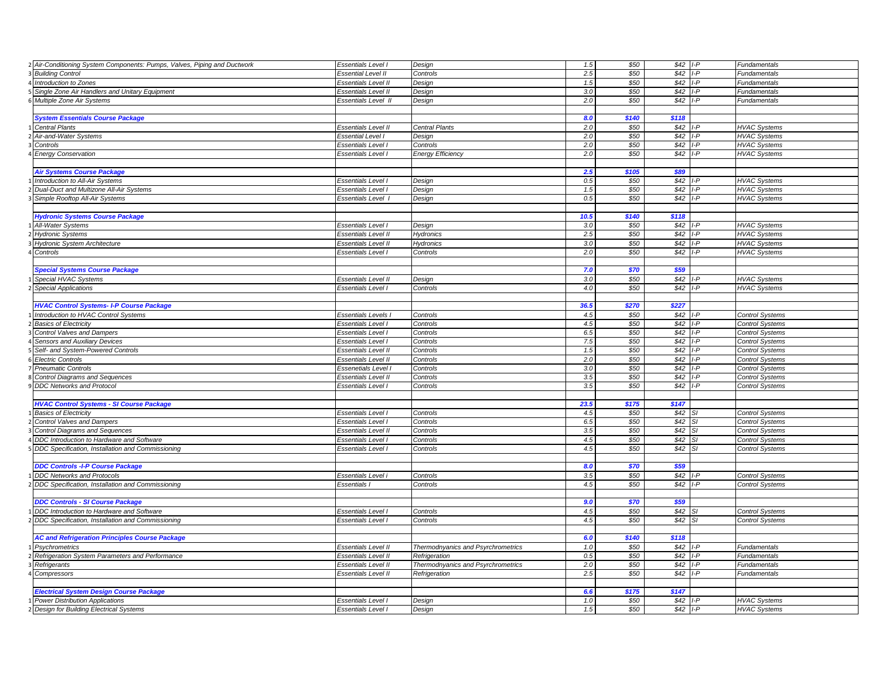| # | Course | Level | Category | Hours | Price | Price | Units | Series |
|---|---|---|---|---|---|---|---|---|
| 2 | *Air-Conditioning System Components: Pumps, Valves, Piping and Ductwork* | *Essentials Level I* | *Design* | *1.5* | *$50* | *$42* | *I-P* | *Fundamentals* |
| 3 | *Building Control* | *Essential Level II* | *Controls* | *2.5* | *$50* | *$42* | *I-P* | *Fundamentals* |
| 4 | *Introduction to Zones* | *Essentials Level II* | *Design* | *1.5* | *$50* | *$42* | *I-P* | *Fundamentals* |
| 5 | *Single Zone Air Handlers and Unitary Equipment* | *Essentials Level II* | *Design* | *3.0* | *$50* | *$42* | *I-P* | *Fundamentals* |
| 6 | *Multiple Zone Air Systems* | *Essentials Level II* | *Design* | *2.0* | *$50* | *$42* | *I-P* | *Fundamentals* |
| | | | | | | | | |
| | ***System Essentials Course Package*** | | | ***8.0*** | ***$140*** | ***$118*** | | |
| 1 | *Central Plants* | *Essentials Level II* | *Central Plants* | *2.0* | *$50* | *$42* | *I-P* | *HVAC Systems* |
| 2 | *Air-and-Water Systems* | *Essential Level I* | *Design* | *2.0* | *$50* | *$42* | *I-P* | *HVAC Systems* |
| 3 | *Controls* | *Essentials Level I* | *Controls* | *2.0* | *$50* | *$42* | *I-P* | *HVAC Systems* |
| 4 | *Energy Conservation* | *Essentials Level I* | *Energy Efficiency* | *2.0* | *$50* | *$42* | *I-P* | *HVAC Systems* |
| | | | | | | | | |
| | ***Air Systems Course Package*** | | | ***2.5*** | ***$105*** | ***$89*** | | |
| 1 | *Introduction to All-Air Systems* | *Essentials Level I* | *Design* | *0.5* | *$50* | *$42* | *I-P* | *HVAC Systems* |
| 2 | *Dual-Duct and Multizone All-Air Systems* | *Essentials Level I* | *Design* | *1.5* | *$50* | *$42* | *I-P* | *HVAC Systems* |
| 3 | *Simple Rooftop All-Air Systems* | *Essentials Level I* | *Design* | *0.5* | *$50* | *$42* | *I-P* | *HVAC Systems* |
| | | | | | | | | |
| | ***Hydronic Systems Course Package*** | | | ***10.5*** | ***$140*** | ***$118*** | | |
| 1 | *All-Water Systems* | *Essentials Level I* | *Design* | *3.0* | *$50* | *$42* | *I-P* | *HVAC Systems* |
| 2 | *Hydronic Systems* | *Essentials Level II* | *Hydronics* | *2.5* | *$50* | *$42* | *I-P* | *HVAC Systems* |
| 3 | *Hydronic System Architecture* | *Essentials Level II* | *Hydronics* | *3.0* | *$50* | *$42* | *I-P* | *HVAC Systems* |
| 4 | *Controls* | *Essentials Level I* | *Controls* | *2.0* | *$50* | *$42* | *I-P* | *HVAC Systems* |
| | | | | | | | | |
| | ***Special Systems Course Package*** | | | ***7.0*** | ***$70*** | ***$59*** | | |
| 1 | *Special HVAC Systems* | *Essentials Level II* | *Design* | *3.0* | *$50* | *$42* | *I-P* | *HVAC Systems* |
| 2 | *Special Applications* | *Essentials Level I* | *Controls* | *4.0* | *$50* | *$42* | *I-P* | *HVAC Systems* |
| | | | | | | | | |
| | ***HVAC Control Systems- I-P Course Package*** | | | ***36.5*** | ***$270*** | ***$227*** | | |
| 1 | *Introduction to HVAC Control Systems* | *Essentials Levels I* | *Controls* | *4.5* | *$50* | *$42* | *I-P* | *Control Systems* |
| 2 | *Basics of Electricity* | *Essentials Level I* | *Controls* | *4.5* | *$50* | *$42* | *I-P* | *Control Systems* |
| 3 | *Control Valves and Dampers* | *Essentials Level I* | *Controls* | *6.5* | *$50* | *$42* | *I-P* | *Control Systems* |
| 4 | *Sensors and Auxiliary Devices* | *Essentials Level I* | *Controls* | *7.5* | *$50* | *$42* | *I-P* | *Control Systems* |
| 5 | *Self- and System-Powered Controls* | *Essentials Level II* | *Controls* | *1.5* | *$50* | *$42* | *I-P* | *Control Systems* |
| 6 | *Electric Controls* | *Essentials Level II* | *Controls* | *2.0* | *$50* | *$42* | *I-P* | *Control Systems* |
| 7 | *Pneumatic Controls* | *Essenetials Level I* | *Controls* | *3.0* | *$50* | *$42* | *I-P* | *Control Systems* |
| 8 | *Control Diagrams and Sequences* | *Essentials Level II* | *Controls* | *3.5* | *$50* | *$42* | *I-P* | *Control Systems* |
| 9 | *DDC Networks and Protocol* | *Essentials Level I* | *Controls* | *3.5* | *$50* | *$42* | *I-P* | *Control Systems* |
| | | | | | | | | |
| | ***HVAC Control Systems - SI Course Package*** | | | ***23.5*** | ***$175*** | ***$147*** | | |
| 1 | *Basics of Electricity* | *Essentials Level I* | *Controls* | *4.5* | *$50* | *$42* | *SI* | *Control Systems* |
| 2 | *Control Valves and Dampers* | *Essentials Level I* | *Controls* | *6.5* | *$50* | *$42* | *SI* | *Control Systems* |
| 3 | *Control Diagrams and Sequences* | *Essentials Level II* | *Controls* | *3.5* | *$50* | *$42* | *SI* | *Control Systems* |
| 4 | *DDC Introduction to Hardware and Software* | *Essentials Level I* | *Controls* | *4.5* | *$50* | *$42* | *SI* | *Control Systems* |
| 5 | *DDC Specification, Installation and Commissioning* | *Essentials Level I* | *Controls* | *4.5* | *$50* | *$42* | *SI* | *Control Systems* |
| | | | | | | | | |
| | ***DDC Controls -I-P Course Package*** | | | ***8.0*** | ***$70*** | ***$59*** | | |
| 1 | *DDC Networks and Protocols* | *Essentials Level i* | *Controls* | *3.5* | *$50* | *$42* | *I-P* | *Control Systems* |
| 2 | *DDC Specification, Installation and Commissioning* | *Essentials I* | *Controls* | *4.5* | *$50* | *$42* | *I-P* | *Control Systems* |
| | | | | | | | | |
| | ***DDC Controls - SI Course Package*** | | | ***9.0*** | ***$70*** | ***$59*** | | |
| 1 | *DDC Introduction to Hardware and Software* | *Essentials Level I* | *Controls* | *4.5* | *$50* | *$42* | *SI* | *Control Systems* |
| 2 | *DDC Specification, Installation and Commissioning* | *Essentials Level I* | *Controls* | *4.5* | *$50* | *$42* | *SI* | *Control Systems* |
| | | | | | | | | |
| | ***AC and Refrigeration Principles Course Package*** | | | ***6.0*** | ***$140*** | ***$118*** | | |
| 1 | *Psychrometrics* | *Essentials Level II* | *Thermodnyanics and Psyrchrometrics* | *1.0* | *$50* | *$42* | *I-P* | *Fundamentals* |
| 2 | *Refrigeration System Parameters and Performance* | *Essentials Level II* | *Refrigeration* | *0.5* | *$50* | *$42* | *I-P* | *Fundamentals* |
| 3 | *Refrigerants* | *Essentials Level II* | *Thermodnyanics and Psyrchrometrics* | *2.0* | *$50* | *$42* | *I-P* | *Fundamentals* |
| 4 | *Compressors* | *Essentials Level II* | *Refrigeration* | *2.5* | *$50* | *$42* | *I-P* | *Fundamentals* |
| | | | | | | | | |
| | ***Electrical System Design Course Package*** | | | ***6.6*** | ***$175*** | ***$147*** | | |
| 1 | *Power Distribution Applications* | *Essentials Level I* | *Design* | *1.0* | *$50* | *$42* | *I-P* | *HVAC Systems* |
| 2 | *Design for Building Electrical Systems* | *Essentials Level I* | *Design* | *1.5* | *$50* | *$42* | *I-P* | *HVAC Systems* |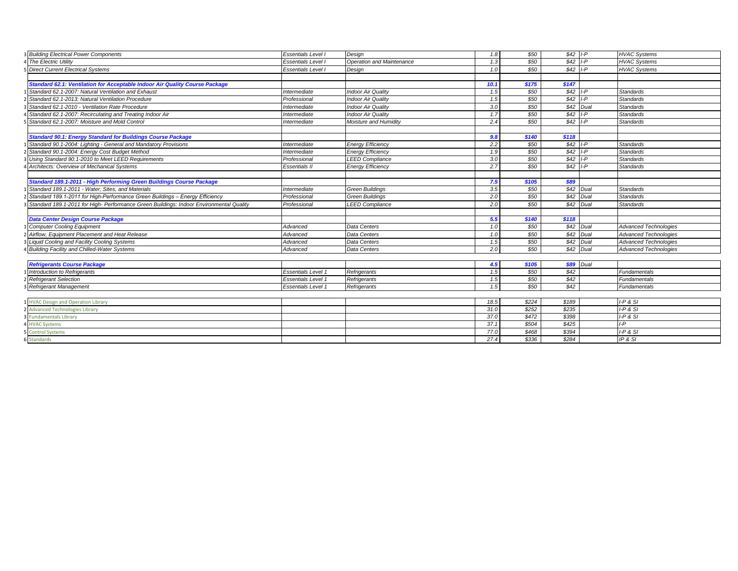| # | Course | Level | Category | Hours | Price | Member Price | Units | Library |
|---|---|---|---|---|---|---|---|---|
| 3 | *Building Electrical Power Components* | *Essentials Level I* | *Design* | *1.8* | *$50* | *$42* | *I-P* | *HVAC Systems* |
| 4 | *The Electric Utility* | *Essentials Level I* | *Operation and Maintenance* | *1.3* | *$50* | *$42* | *I-P* | *HVAC Systems* |
| 5 | *Direct Current Electrical Systems* | *Essentials Level I* | *Design* | *1.0* | *$50* | *$42* | *I-P* | *HVAC Systems* |
| | | | | | | | | |
| | ***Standard 62.1: Ventilation for Acceptable Indoor Air Quality Course Package*** | | | ***10.1*** | ***$175*** | ***$147*** | | |
| 1 | *Standard 62.1-2007: Natural Ventilation and Exhaust* | *Intermediate* | *Indoor Air Quality* | *1.5* | *$50* | *$42* | *I-P* | *Standards* |
| 2 | *Standard 62.1-2013: Natural Ventilation Procedure* | *Professional* | *Indoor Air Quality* | *1.5* | *$50* | *$42* | *I-P* | *Standards* |
| 3 | *Standard 62.1-2010 - Ventilation Rate Procedure* | *Intermediate* | *Indoor Air Quality* | *3.0* | *$50* | *$42* | *Dual* | *Standards* |
| 4 | *Standard 62.1-2007: Recirculating and Treating Indoor Air* | *Intermediate* | *Indoor Air Quality* | *1.7* | *$50* | *$42* | *I-P* | *Standards* |
| 5 | *Standard 62.1-2007: Moisture and Mold Control* | *Intermediate* | *Moisture and Humidity* | *2.4* | *$50* | *$42* | *I-P* | *Standards* |
| | | | | | | | | |
| | ***Standard 90.1: Energy Standard for Buildings Course Package*** | | | ***9.8*** | ***$140*** | ***$118*** | | |
| 1 | *Standard 90.1-2004: Lighting - General and Mandatory Provisions* | *Intermediate* | *Energy Efficiency* | *2.2* | *$50* | *$42* | *I-P* | *Standards* |
| 2 | *Standard 90.1-2004: Energy Cost Budget Method* | *Intermediate* | *Energy Efficiency* | *1.9* | *$50* | *$42* | *I-P* | *Standards* |
| 3 | *Using Standard 90.1-2010 to Meet LEED Requirements* | *Professional* | *LEED Compliance* | *3.0* | *$50* | *$42* | *I-P* | *Standards* |
| 4 | *Architects: Overview of Mechanical Systems* | *Essentials II* | *Energy Efficiency* | *2.7* | *$50* | *$42* | *I-P* | *Standards* |
| | | | | | | | | |
| | ***Standard 189.1-2011 - High Performing Green Buildings Course Package*** | | | ***7.5*** | ***$105*** | ***$89*** | | |
| 1 | *Standard 189.1-2011 - Water, Sites, and Materials* | *Intermediate* | *Green Buildings* | *3.5* | *$50* | *$42* | *Dual* | *Standards* |
| 2 | *Standard 189.1-2011 for High-Performance Green Buildings – Energy Efficiency* | *Professional* | *Green Buildings* | *2.0* | *$50* | *$42* | *Dual* | *Standards* |
| 3 | *Standard 189.1-2011 for High- Performance Green Buildings: Indoor Environmental Quality* | *Professional* | *LEED Compliance* | *2.0* | *$50* | *$42* | *Dual* | *Standards* |
| | | | | | | | | |
| | ***Data Center Design Course Package*** | | | ***5.5*** | ***$140*** | ***$118*** | | |
| 1 | *Computer Cooling Equipment* | *Advanced* | *Data Centers* | *1.0* | *$50* | *$42* | *Dual* | *Advanced Technologies* |
| 2 | *Airflow, Equipment Placement and Heat Release* | *Advanced* | *Data Centers* | *1.0* | *$50* | *$42* | *Dual* | *Advanced Technologies* |
| 3 | *Liquid Cooling and Facility Cooling Systems* | *Advanced* | *Data Centers* | *1.5* | *$50* | *$42* | *Dual* | *Advanced Technologies* |
| 4 | *Building Facility and Chilled-Water Systems* | *Advanced* | *Data Centers* | *2.0* | *$50* | *$42* | *Dual* | *Advanced Technologies* |
| | | | | | | | | |
| | ***Refrigerants Course Package*** | | | ***4.5*** | ***$105*** | ***$89*** | *Dual* | |
| 1 | *Introduction to Refrigerants* | *Essentials Level 1* | *Refrigerants* | *1.5* | *$50* | *$42* | | *Fundamentals* |
| 2 | *Refrigerant Selection* | *Essentials Level 1* | *Refrigerants* | *1.5* | *$50* | *$42* | | *Fundamentals* |
| 3 | *Refrigerant Management* | *Essentials Level 1* | *Refrigerants* | *1.5* | *$50* | *$42* | | *Fundamentals* |
| | | | | | | | | |
| 1 | HVAC Design and Operation Library | | | *18.5* | *$224* | *$189* | | *I-P & SI* |
| 2 | Advanced Technologies Library | | | *31.0* | *$252* | *$235* | | *I-P & SI* |
| 3 | Fundamentals Library | | | *37.0* | *$472* | *$398* | | *I-P & SI* |
| 4 | HVAC Systems | | | *37.1* | *$504* | *$425* | | *I-P* |
| 5 | Control Systems | | | *77.0* | *$468* | *$394* | | *I-P & SI* |
| 6 | Standards | | | *27.4* | *$336* | *$284* | | *IP & SI* |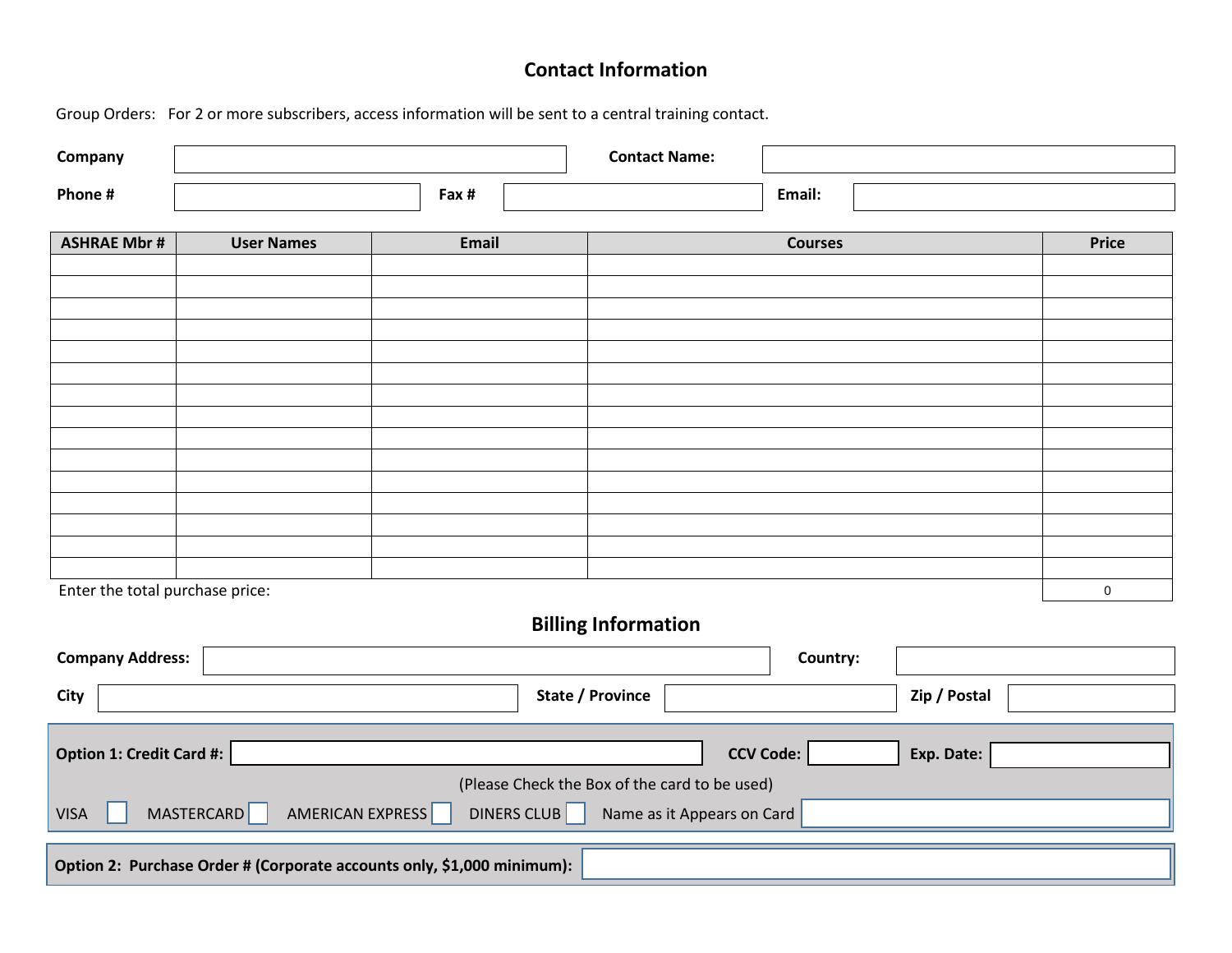## Contact Information

Group Orders: For 2 or more subscribers, access information will be sent to a central training contact.

**Company** 

**Contact Name:** 

**Phone #** 

**Fax #** 

**Email:** 

| ASHRAE Mbr # | User Names | Email | Courses | Price |
|---|---|---|---|---|
| | | | | |
| | | | | |
| | | | | |
| | | | | |
| | | | | |
| | | | | |
| | | | | |
| | | | | |
| | | | | |
| | | | | |
| | | | | |
| | | | | |
| | | | | |
| | | | | |
| | | | | |

Enter the total purchase price: 0

## Billing Information

**Company Address:** 

**Country:** 

**City** 

**State / Province** 

**Zip / Postal** 

**Option 1: Credit Card #:** 

**CCV Code:** 

**Exp. Date:** 

(Please Check the Box of the card to be used)

VISA ☐ MASTERCARD ☐ AMERICAN EXPRESS ☐ DINERS CLUB ☐ Name as it Appears on Card 

**Option 2: Purchase Order # (Corporate accounts only, $1,000 minimum):**